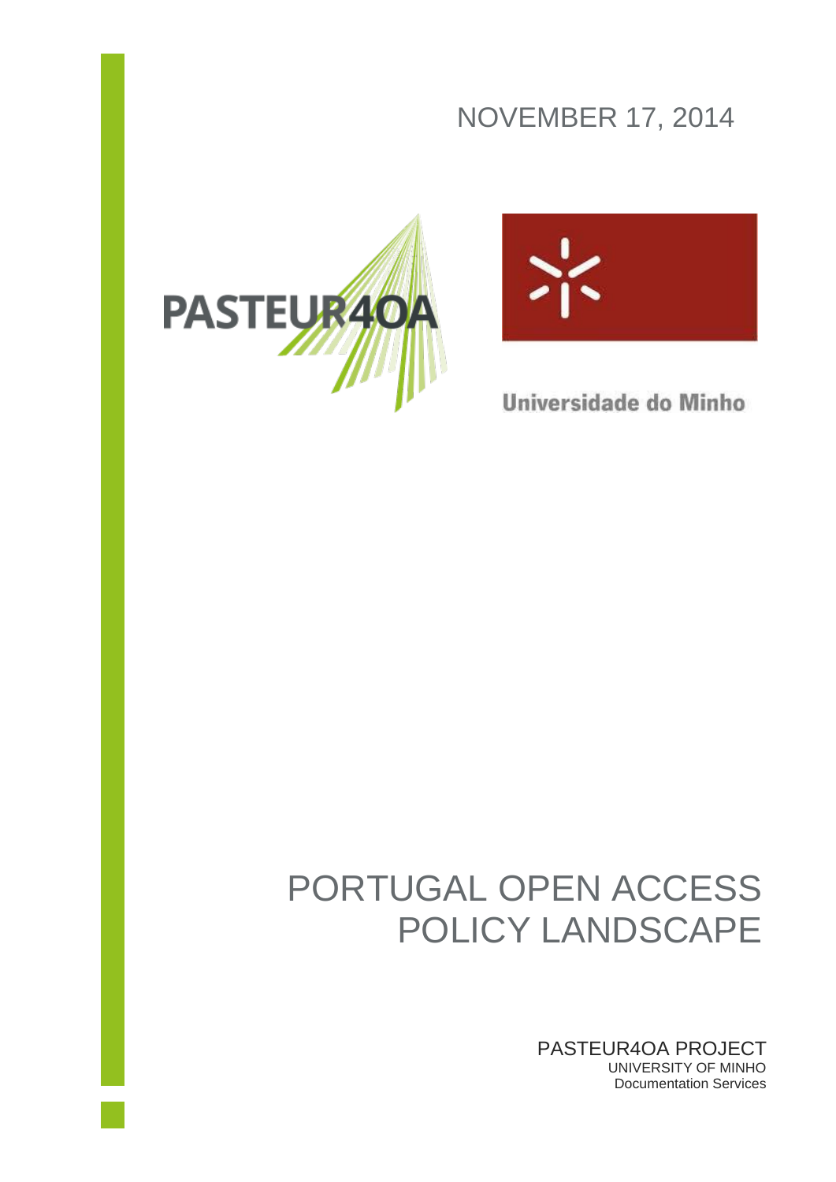NOVEMBER 17, 2014

PASTEUR4OA

Universidade do Minho

# PORTUGAL OPEN ACCESS POLICY LANDSCAPE

PASTEUR4OA PROJECT

UNIVERSITY OF MINHO

Documentation Services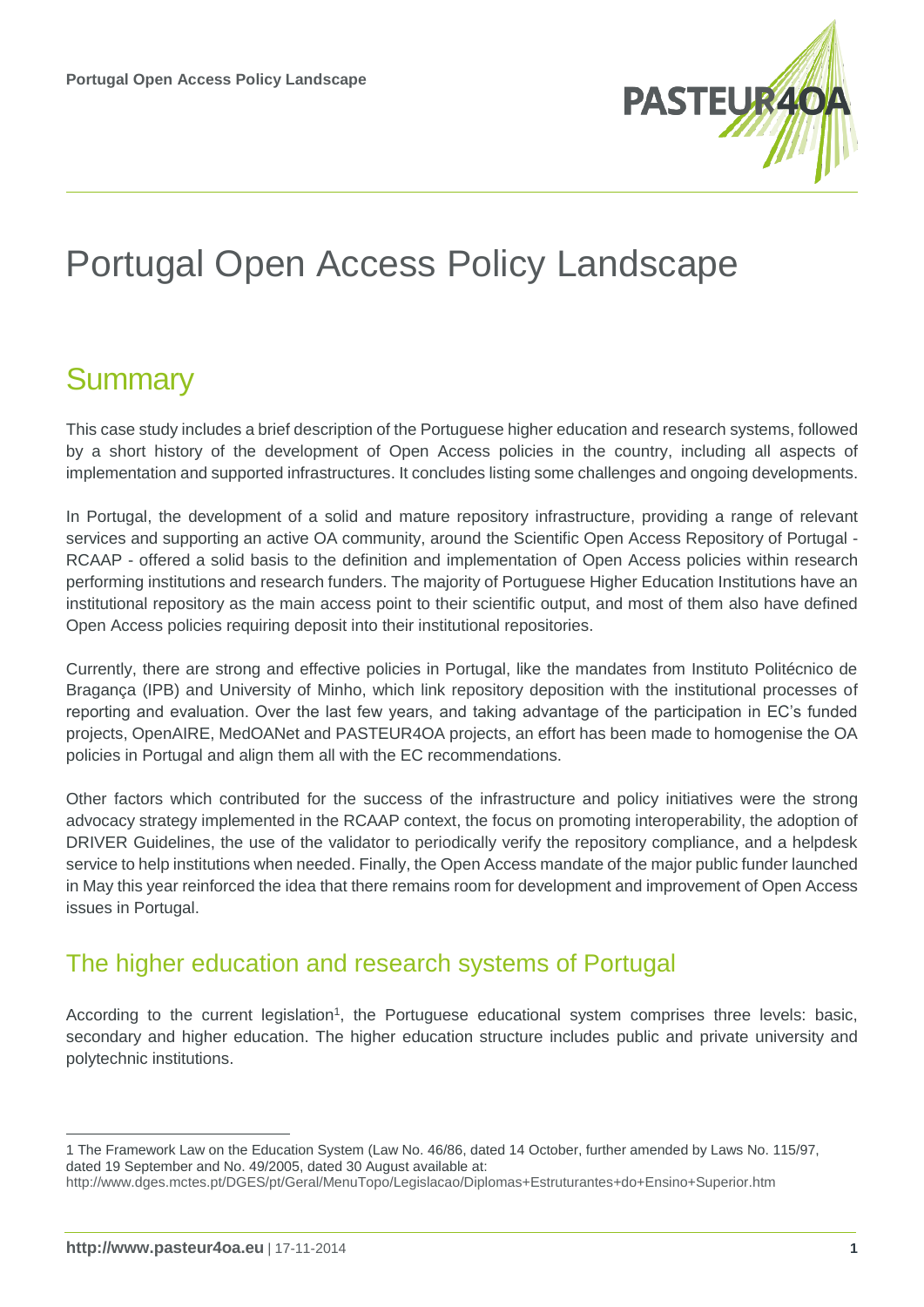# Portugal Open Access Policy Landscape

## Summary

This case study includes a brief description of the Portuguese higher education and research systems, followed by a short history of the development of Open Access policies in the country, including all aspects of implementation and supported infrastructures. It concludes listing some challenges and ongoing developments.

In Portugal, the development of a solid and mature repository infrastructure, providing a range of relevant services and supporting an active OA community, around the Scientific Open Access Repository of Portugal - RCAAP - offered a solid basis to the definition and implementation of Open Access policies within research performing institutions and research funders. The majority of Portuguese Higher Education Institutions have an institutional repository as the main access point to their scientific output, and most of them also have defined Open Access policies requiring deposit into their institutional repositories.

Currently, there are strong and effective policies in Portugal, like the mandates from Instituto Politécnico de Bragança (IPB) and University of Minho, which link repository deposition with the institutional processes of reporting and evaluation. Over the last few years, and taking advantage of the participation in EC's funded projects, OpenAIRE, MedOANet and PASTEUR4OA projects, an effort has been made to homogenise the OA policies in Portugal and align them all with the EC recommendations.

Other factors which contributed for the success of the infrastructure and policy initiatives were the strong advocacy strategy implemented in the RCAAP context, the focus on promoting interoperability, the adoption of DRIVER Guidelines, the use of the validator to periodically verify the repository compliance, and a helpdesk service to help institutions when needed. Finally, the Open Access mandate of the major public funder launched in May this year reinforced the idea that there remains room for development and improvement of Open Access issues in Portugal.

## The higher education and research systems of Portugal

According to the current legislation[1], the Portuguese educational system comprises three levels: basic, secondary and higher education. The higher education structure includes public and private university and polytechnic institutions.

---

1 The Framework Law on the Education System (Law No. 46/86, dated 14 October, further amended by Laws No. 115/97, dated 19 September and No. 49/2005, dated 30 August available at: http://www.dges.mctes.pt/DGES/pt/Geral/MenuTopo/Legislacao/Diplomas+Estruturantes+do+Ensino+Superior.htm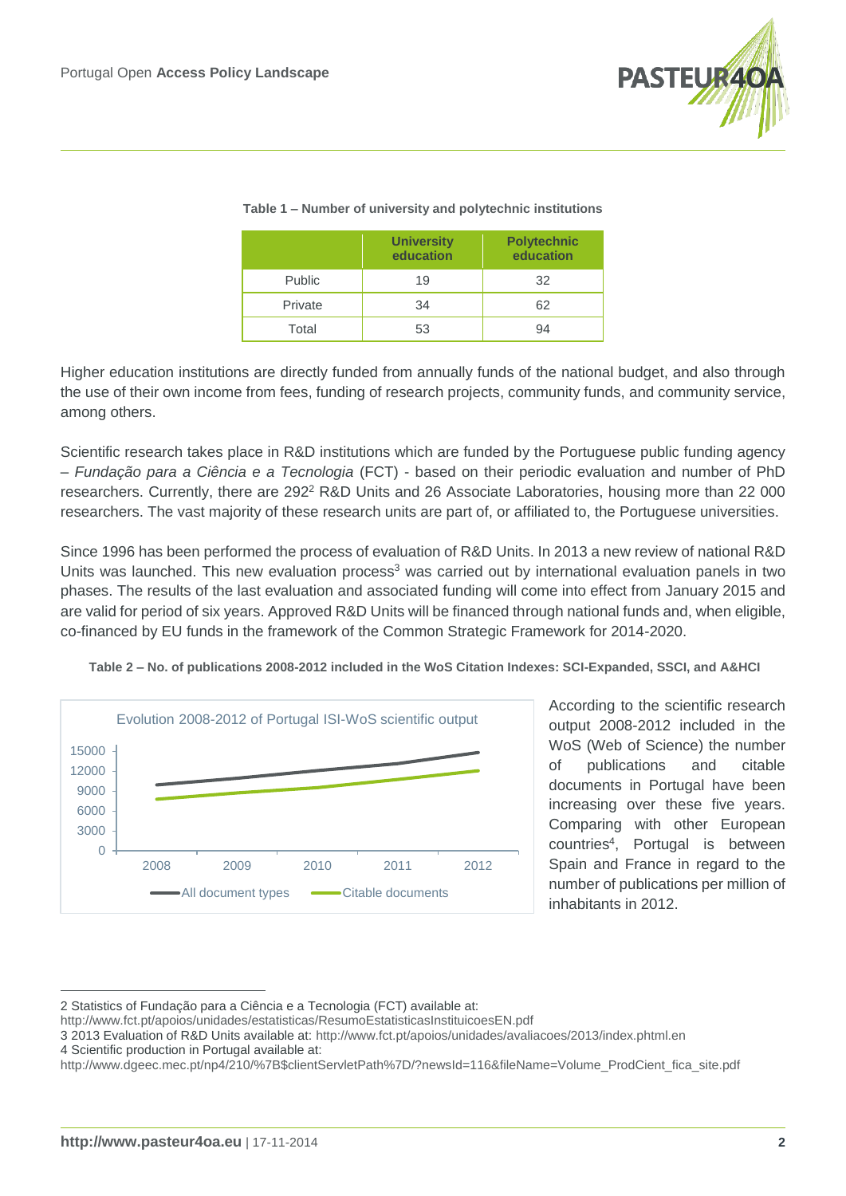**Table 1 – Number of university and polytechnic institutions**

| | University education | Polytechnic education |
|---|---|---|
| Public | 19 | 32 |
| Private | 34 | 62 |
| Total | 53 | 94 |

Higher education institutions are directly funded from annually funds of the national budget, and also through the use of their own income from fees, funding of research projects, community funds, and community service, among others.

Scientific research takes place in R&D institutions which are funded by the Portuguese public funding agency – *Fundação para a Ciência e a Tecnologia* (FCT) - based on their periodic evaluation and number of PhD researchers. Currently, there are 292[2] R&D Units and 26 Associate Laboratories, housing more than 22 000 researchers. The vast majority of these research units are part of, or affiliated to, the Portuguese universities.

Since 1996 has been performed the process of evaluation of R&D Units. In 2013 a new review of national R&D Units was launched. This new evaluation process[3] was carried out by international evaluation panels in two phases. The results of the last evaluation and associated funding will come into effect from January 2015 and are valid for period of six years. Approved R&D Units will be financed through national funds and, when eligible, co-financed by EU funds in the framework of the Common Strategic Framework for 2014-2020.

**Table 2 – No. of publications 2008-2012 included in the WoS Citation Indexes: SCI-Expanded, SSCI, and A&HCI**

Evolution 2008-2012 of Portugal ISI-WoS scientific output

According to the scientific research output 2008-2012 included in the WoS (Web of Science) the number of publications and citable documents in Portugal have been increasing over these five years. Comparing with other European countries[4], Portugal is between Spain and France in regard to the number of publications per million of inhabitants in 2012.

---

2 Statistics of Fundação para a Ciência e a Tecnologia (FCT) available at: http://www.fct.pt/apoios/unidades/estatisticas/ResumoEstatisticasInstituicoesEN.pdf

3 2013 Evaluation of R&D Units available at: http://www.fct.pt/apoios/unidades/avaliacoes/2013/index.phtml.en

4 Scientific production in Portugal available at: http://www.dgeec.mec.pt/np4/210/%7B$clientServletPath%7D/?newsId=116&fileName=Volume_ProdCient_fica_site.pdf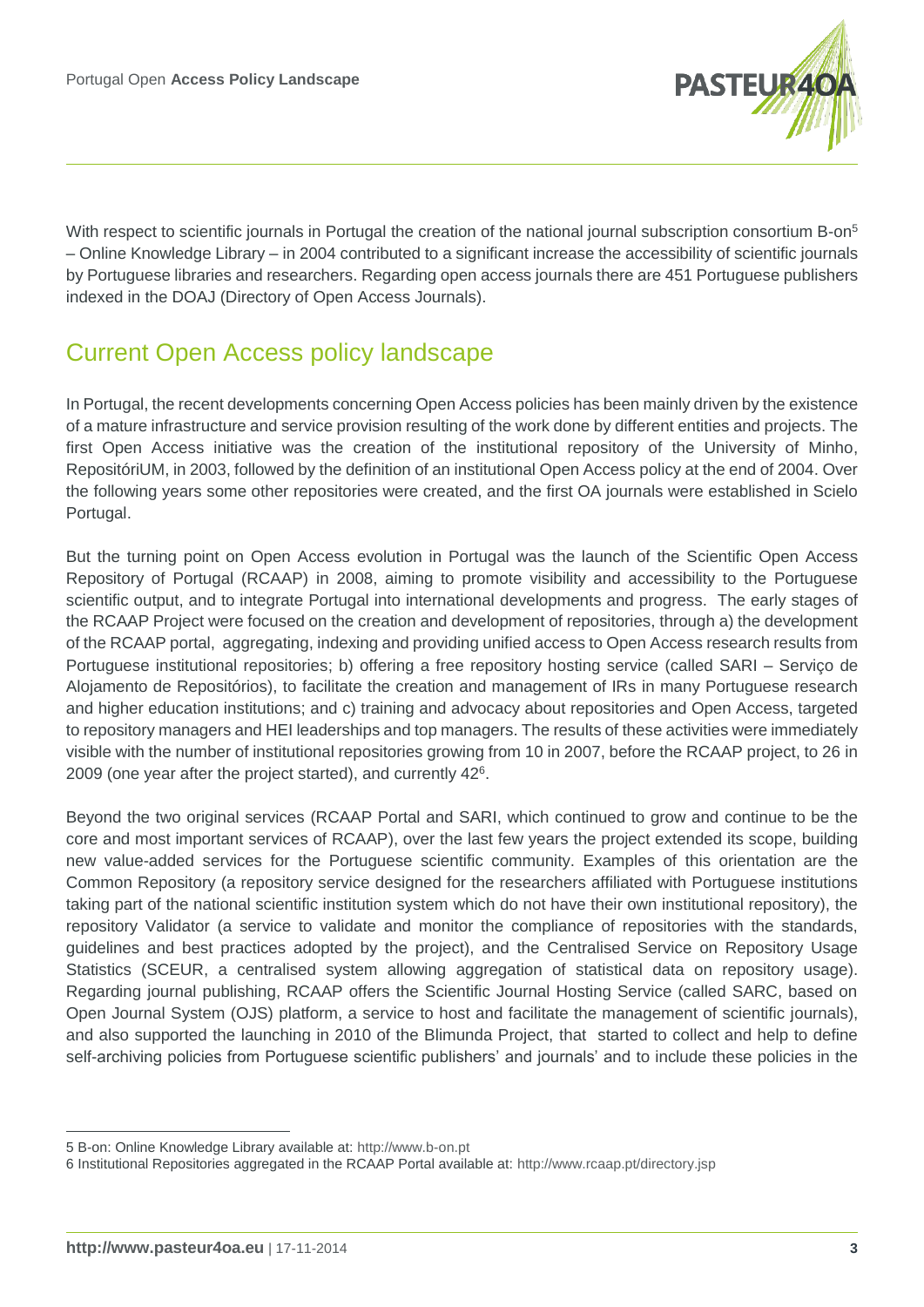With respect to scientific journals in Portugal the creation of the national journal subscription consortium B-on[5] – Online Knowledge Library – in 2004 contributed to a significant increase the accessibility of scientific journals by Portuguese libraries and researchers. Regarding open access journals there are 451 Portuguese publishers indexed in the DOAJ (Directory of Open Access Journals).

## Current Open Access policy landscape

In Portugal, the recent developments concerning Open Access policies has been mainly driven by the existence of a mature infrastructure and service provision resulting of the work done by different entities and projects. The first Open Access initiative was the creation of the institutional repository of the University of Minho, RepositóriUM, in 2003, followed by the definition of an institutional Open Access policy at the end of 2004. Over the following years some other repositories were created, and the first OA journals were established in Scielo Portugal.

But the turning point on Open Access evolution in Portugal was the launch of the Scientific Open Access Repository of Portugal (RCAAP) in 2008, aiming to promote visibility and accessibility to the Portuguese scientific output, and to integrate Portugal into international developments and progress. The early stages of the RCAAP Project were focused on the creation and development of repositories, through a) the development of the RCAAP portal, aggregating, indexing and providing unified access to Open Access research results from Portuguese institutional repositories; b) offering a free repository hosting service (called SARI – Serviço de Alojamento de Repositórios), to facilitate the creation and management of IRs in many Portuguese research and higher education institutions; and c) training and advocacy about repositories and Open Access, targeted to repository managers and HEI leaderships and top managers. The results of these activities were immediately visible with the number of institutional repositories growing from 10 in 2007, before the RCAAP project, to 26 in 2009 (one year after the project started), and currently 42[6].

Beyond the two original services (RCAAP Portal and SARI, which continued to grow and continue to be the core and most important services of RCAAP), over the last few years the project extended its scope, building new value-added services for the Portuguese scientific community. Examples of this orientation are the Common Repository (a repository service designed for the researchers affiliated with Portuguese institutions taking part of the national scientific institution system which do not have their own institutional repository), the repository Validator (a service to validate and monitor the compliance of repositories with the standards, guidelines and best practices adopted by the project), and the Centralised Service on Repository Usage Statistics (SCEUR, a centralised system allowing aggregation of statistical data on repository usage). Regarding journal publishing, RCAAP offers the Scientific Journal Hosting Service (called SARC, based on Open Journal System (OJS) platform, a service to host and facilitate the management of scientific journals), and also supported the launching in 2010 of the Blimunda Project, that started to collect and help to define self-archiving policies from Portuguese scientific publishers' and journals' and to include these policies in the

5 B-on: Online Knowledge Library available at: http://www.b-on.pt

6 Institutional Repositories aggregated in the RCAAP Portal available at: http://www.rcaap.pt/directory.jsp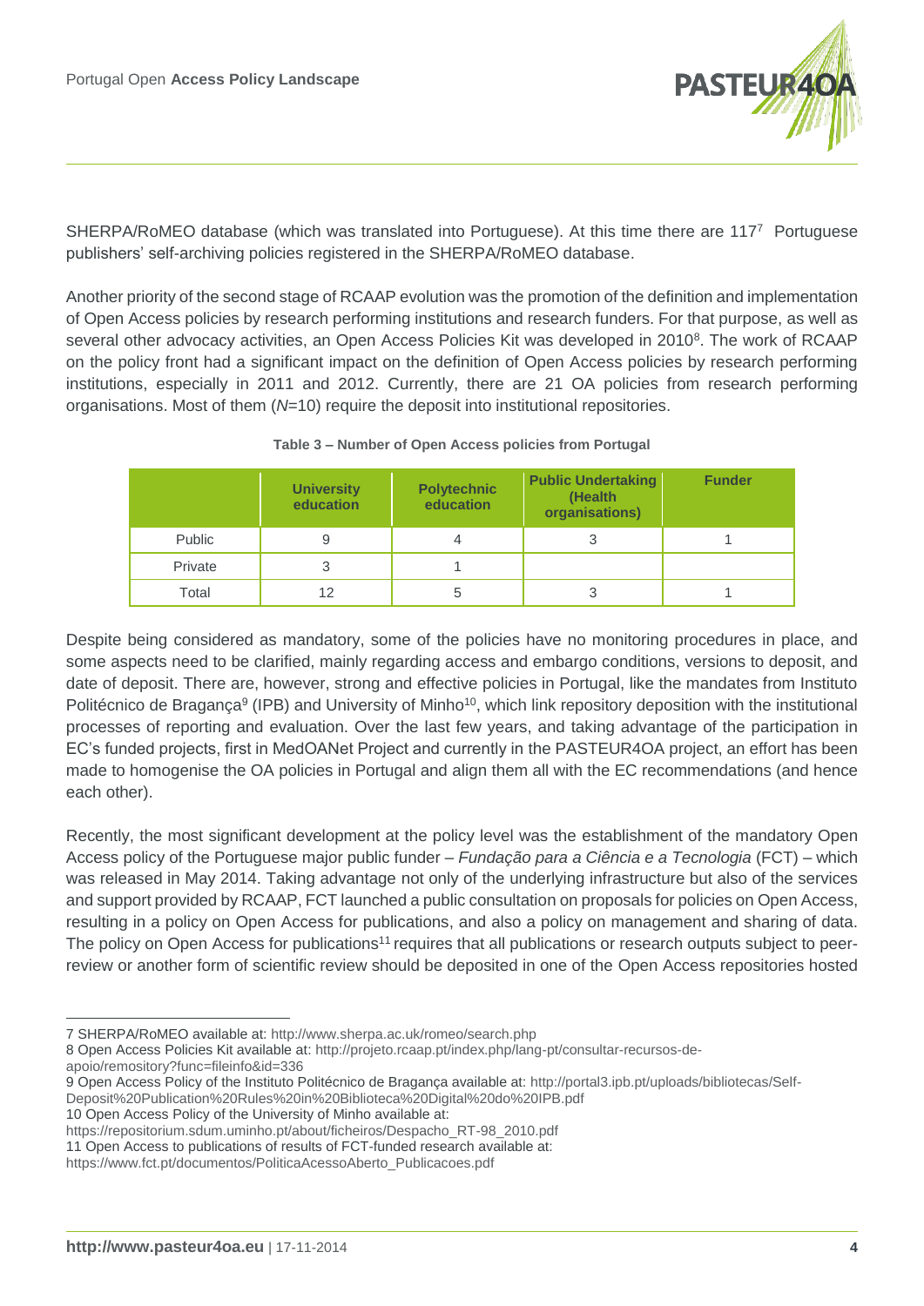SHERPA/RoMEO database (which was translated into Portuguese). At this time there are 117[7] Portuguese publishers' self-archiving policies registered in the SHERPA/RoMEO database.

Another priority of the second stage of RCAAP evolution was the promotion of the definition and implementation of Open Access policies by research performing institutions and research funders. For that purpose, as well as several other advocacy activities, an Open Access Policies Kit was developed in 2010[8]. The work of RCAAP on the policy front had a significant impact on the definition of Open Access policies by research performing institutions, especially in 2011 and 2012. Currently, there are 21 OA policies from research performing organisations. Most of them (*N*=10) require the deposit into institutional repositories.

**Table 3 – Number of Open Access policies from Portugal**

| | University education | Polytechnic education | Public Undertaking (Health organisations) | Funder |
|---|---|---|---|---|
| Public | 9 | 4 | 3 | 1 |
| Private | 3 | 1 | | |
| Total | 12 | 5 | 3 | 1 |

Despite being considered as mandatory, some of the policies have no monitoring procedures in place, and some aspects need to be clarified, mainly regarding access and embargo conditions, versions to deposit, and date of deposit. There are, however, strong and effective policies in Portugal, like the mandates from Instituto Politécnico de Bragança[9] (IPB) and University of Minho[10], which link repository deposition with the institutional processes of reporting and evaluation. Over the last few years, and taking advantage of the participation in EC's funded projects, first in MedOANet Project and currently in the PASTEUR4OA project, an effort has been made to homogenise the OA policies in Portugal and align them all with the EC recommendations (and hence each other).

Recently, the most significant development at the policy level was the establishment of the mandatory Open Access policy of the Portuguese major public funder – *Fundação para a Ciência e a Tecnologia* (FCT) – which was released in May 2014. Taking advantage not only of the underlying infrastructure but also of the services and support provided by RCAAP, FCT launched a public consultation on proposals for policies on Open Access, resulting in a policy on Open Access for publications, and also a policy on management and sharing of data. The policy on Open Access for publications[11] requires that all publications or research outputs subject to peer-review or another form of scientific review should be deposited in one of the Open Access repositories hosted

---

7 SHERPA/RoMEO available at: http://www.sherpa.ac.uk/romeo/search.php

8 Open Access Policies Kit available at: http://projeto.rcaap.pt/index.php/lang-pt/consultar-recursos-de-apoio/remository?func=fileinfo&id=336

9 Open Access Policy of the Instituto Politécnico de Bragança available at: http://portal3.ipb.pt/uploads/bibliotecas/Self-Deposit%20Publication%20Rules%20in%20Biblioteca%20Digital%20do%20IPB.pdf

10 Open Access Policy of the University of Minho available at: https://repositorium.sdum.uminho.pt/about/ficheiros/Despacho_RT-98_2010.pdf

11 Open Access to publications of results of FCT-funded research available at: https://www.fct.pt/documentos/PoliticaAcessoAberto_Publicacoes.pdf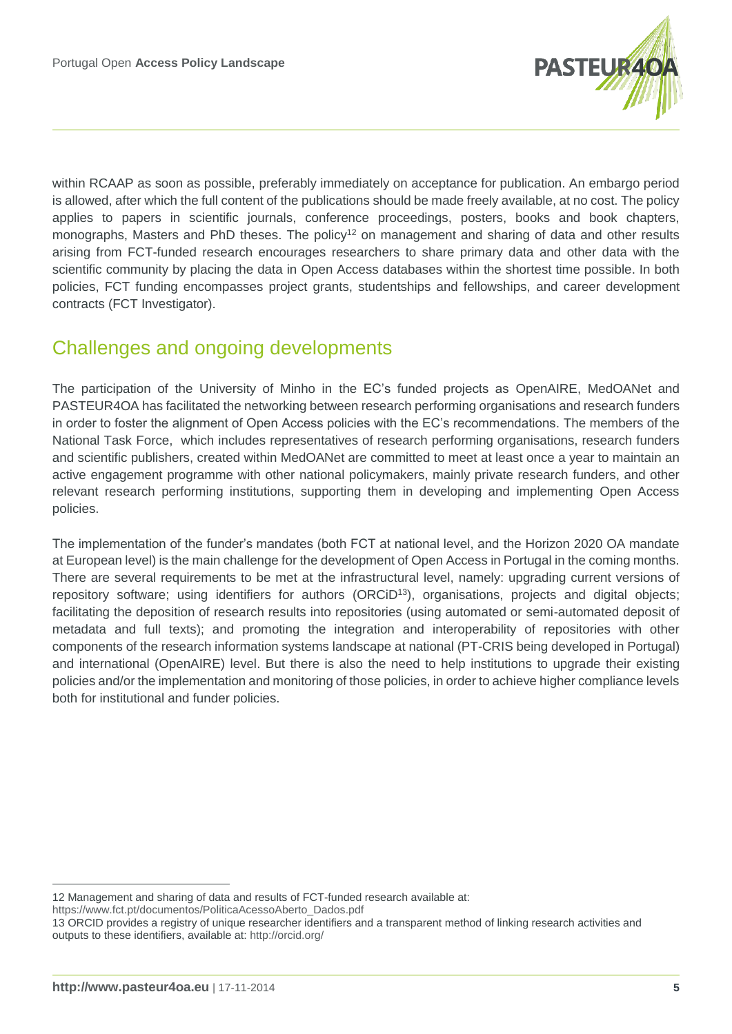within RCAAP as soon as possible, preferably immediately on acceptance for publication. An embargo period is allowed, after which the full content of the publications should be made freely available, at no cost. The policy applies to papers in scientific journals, conference proceedings, posters, books and book chapters, monographs, Masters and PhD theses. The policy[12] on management and sharing of data and other results arising from FCT-funded research encourages researchers to share primary data and other data with the scientific community by placing the data in Open Access databases within the shortest time possible. In both policies, FCT funding encompasses project grants, studentships and fellowships, and career development contracts (FCT Investigator).

## Challenges and ongoing developments

The participation of the University of Minho in the EC's funded projects as OpenAIRE, MedOANet and PASTEUR4OA has facilitated the networking between research performing organisations and research funders in order to foster the alignment of Open Access policies with the EC's recommendations. The members of the National Task Force, which includes representatives of research performing organisations, research funders and scientific publishers, created within MedOANet are committed to meet at least once a year to maintain an active engagement programme with other national policymakers, mainly private research funders, and other relevant research performing institutions, supporting them in developing and implementing Open Access policies.

The implementation of the funder's mandates (both FCT at national level, and the Horizon 2020 OA mandate at European level) is the main challenge for the development of Open Access in Portugal in the coming months. There are several requirements to be met at the infrastructural level, namely: upgrading current versions of repository software; using identifiers for authors (ORCiD[13]), organisations, projects and digital objects; facilitating the deposition of research results into repositories (using automated or semi-automated deposit of metadata and full texts); and promoting the integration and interoperability of repositories with other components of the research information systems landscape at national (PT-CRIS being developed in Portugal) and international (OpenAIRE) level. But there is also the need to help institutions to upgrade their existing policies and/or the implementation and monitoring of those policies, in order to achieve higher compliance levels both for institutional and funder policies.

---

12 Management and sharing of data and results of FCT-funded research available at: https://www.fct.pt/documentos/PoliticaAcessoAberto_Dados.pdf

13 ORCID provides a registry of unique researcher identifiers and a transparent method of linking research activities and outputs to these identifiers, available at: http://orcid.org/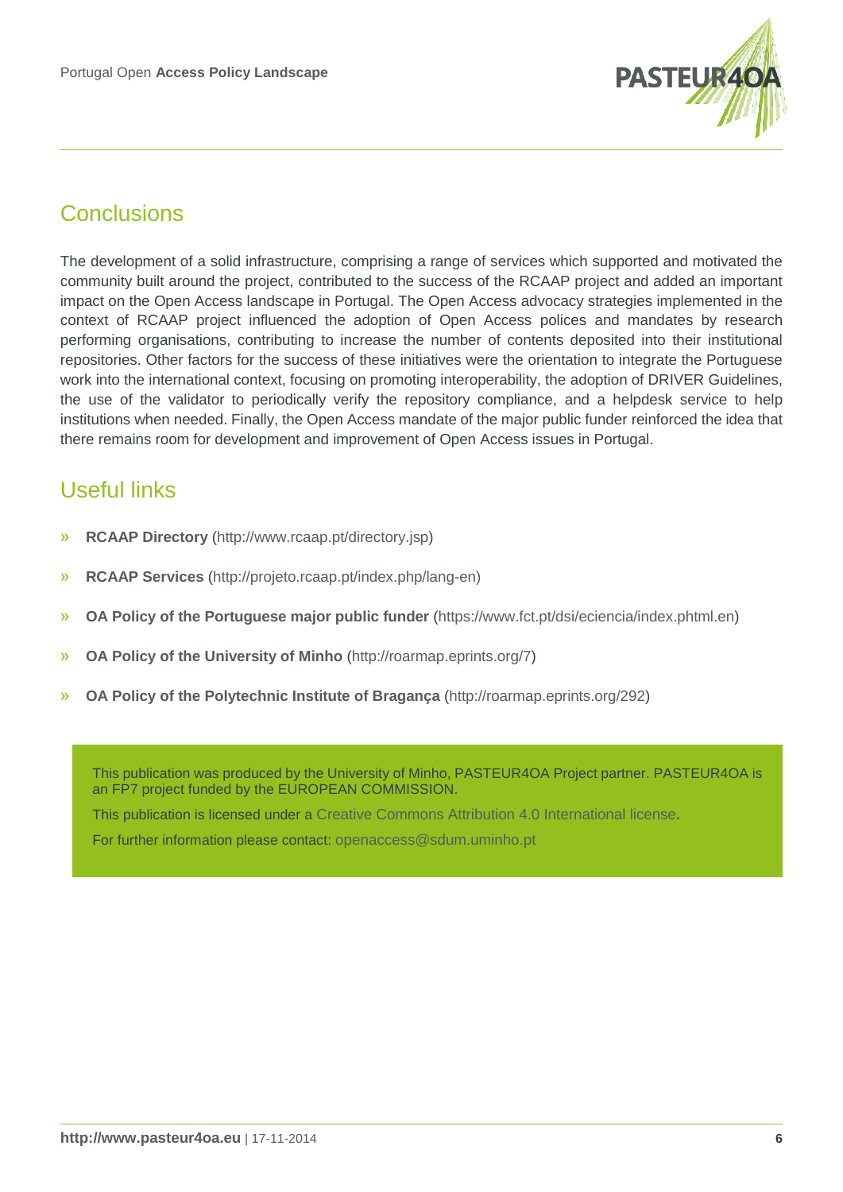## Conclusions

The development of a solid infrastructure, comprising a range of services which supported and motivated the community built around the project, contributed to the success of the RCAAP project and added an important impact on the Open Access landscape in Portugal. The Open Access advocacy strategies implemented in the context of RCAAP project influenced the adoption of Open Access polices and mandates by research performing organisations, contributing to increase the number of contents deposited into their institutional repositories. Other factors for the success of these initiatives were the orientation to integrate the Portuguese work into the international context, focusing on promoting interoperability, the adoption of DRIVER Guidelines, the use of the validator to periodically verify the repository compliance, and a helpdesk service to help institutions when needed. Finally, the Open Access mandate of the major public funder reinforced the idea that there remains room for development and improvement of Open Access issues in Portugal.

## Useful links

- **RCAAP Directory** (http://www.rcaap.pt/directory.jsp)
- **RCAAP Services** (http://projeto.rcaap.pt/index.php/lang-en)
- **OA Policy of the Portuguese major public funder** (https://www.fct.pt/dsi/eciencia/index.phtml.en)
- **OA Policy of the University of Minho** (http://roarmap.eprints.org/7)
- **OA Policy of the Polytechnic Institute of Bragança** (http://roarmap.eprints.org/292)

This publication was produced by the University of Minho, PASTEUR4OA Project partner. PASTEUR4OA is an FP7 project funded by the EUROPEAN COMMISSION.

This publication is licensed under a Creative Commons Attribution 4.0 International license.

For further information please contact: openaccess@sdum.uminho.pt